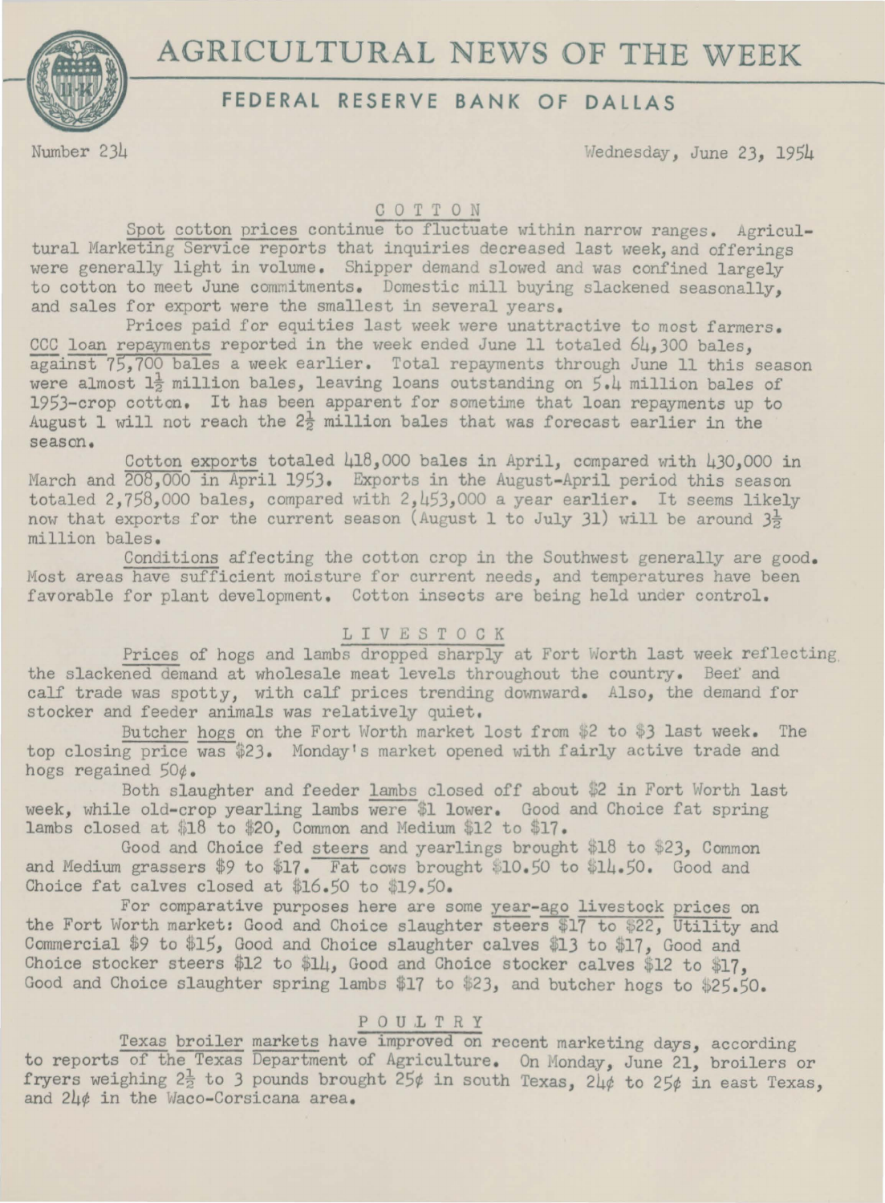# AGRICULTURAL NEWS OF THE WEEK

## FEDERAL RESERVE BANK OF DALLAS

Number 234 Wednesday, June 23, 1954

### COTTON

Spot cotton prices continue to fluctuate within narrow ranges. Agricultural Marketing Service reports that inquiries decreased last week, and offerings were generally light in volume. Shipper demand slowed and was confined largely to cotton to meet June commitments. Domestic mill buying slackened seasonally, and sales for export were the smallest in several years.

Prices paid for equities last week were unattractive to most farmers. CCC loan repayments reported in the week ended June 11 totaled 64,300 bales, against 75,700 bales a week earlier. Total repayments through June 11 this season were almost 1½ million bales, leaving loans outstanding on 5.4 million bales of 1953-crop cotton. It has been apparent for sometime that loan repayments up to August 1 will not reach the 2½ million bales that was forecast earlier in the season.

Cotton exports totaled 418,000 bales in April, compared with 430,000 in March and 208,000 in April 1953. Exports in the August-April period this season totaled 2,758,000 bales, compared with 2,453,000 a year earlier. It seems likely now that exports for the current season (August 1 to July 31) will be around 3½ million bales.

Conditions affecting the cotton crop in the Southwest generally are good. Most areas have sufficient moisture for current needs, and temperatures have been favorable for plant development. Cotton insects are being held under control.

### LIVESTOCK

Prices of hogs and lambs dropped sharply at Fort Worth last week reflecting the slackened demand at wholesale meat levels throughout the country. Beef and calf trade was spotty, with calf prices trending downward. Also, the demand for stocker and feeder animals was relatively quiet.

Butcher hogs on the Fort Worth market lost from \$2 to \$3 last week. The top closing price was \$23. Monday's market opened with fairly active trade and hogs regained 50¢.

Both slaughter and feeder lambs closed off about \$2 in Fort Worth last week, while old-crop yearling lambs were \$1 lower. Good and Choice fat spring lambs closed at \$18 to \$20, Common and Medium \$12 to \$17.

Good and Choice fed steers and yearlings brought \$18 to \$23, Common and Medium grassers \$9 to \$17. Fat cows brought \$10.50 to \$14.50. Good and Choice fat calves closed at \$16.50 to \$19.50.

For comparative purposes here are some year-ago livestock prices on the Fort Worth market: Good and Choice slaughter steers \$17 to \$22, Utility and Commercial \$9 to \$15, Good and Choice slaughter calves \$13 to \$17, Good and Choice stocker steers \$12 to \$14, Good and Choice stocker calves \$12 to \$17, Good and Choice slaughter spring lambs \$17 to \$23, and butcher hogs to \$25.50.

### POULTRY

Texas broiler markets have improved on recent marketing days, according to reports of the Texas Department of Agriculture. On Monday, June 21, broilers or fryers weighing 2½ to 3 pounds brought 25¢ in south Texas, 24¢ to 25¢ in east Texas, and 24¢ in the Waco-Corsicana area.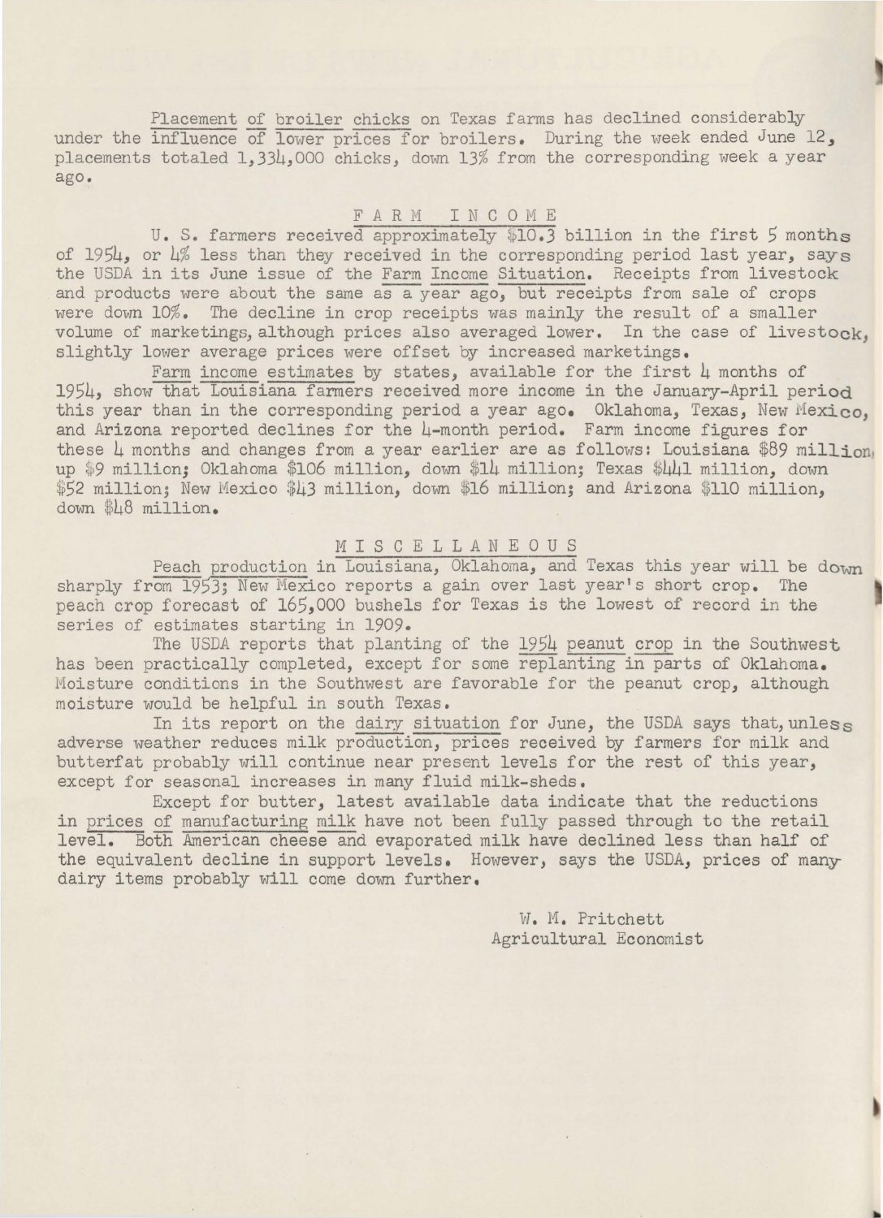Placement of broiler chicks on Texas farms has declined considerably under the influence of lower prices for broilers. During the week ended June 12, placements totaled 1,334,000 chicks, down 13% from the corresponding week a year ago.

## FARM INCOME

U. S. farmers received approximately $10.3 billion in the first 5 months of 1954, or 4% less than they received in the corresponding period last year, says the USDA in its June issue of the Farm Income Situation. Receipts from livestock and products were about the same as a year ago, but receipts from sale of crops were down 10%. The decline in crop receipts was mainly the result of a smaller volume of marketings, although prices also averaged lower. In the case of livestock, slightly lower average prices were offset by increased marketings.

Farm income estimates by states, available for the first 4 months of 1954, show that Louisiana farmers received more income in the January-April period this year than in the corresponding period a year ago. Oklahoma, Texas, New Mexico, and Arizona reported declines for the 4-month period. Farm income figures for these 4 months and changes from a year earlier are as follows: Louisiana $89 million, up $9 million; Oklahoma $106 million, down $14 million; Texas $441 million, down $52 million; New Mexico $43 million, down $16 million; and Arizona $110 million, down $48 million.

## MISCELLANEOUS

Peach production in Louisiana, Oklahoma, and Texas this year will be down sharply from 1953; New Mexico reports a gain over last year's short crop. The peach crop forecast of 165,000 bushels for Texas is the lowest of record in the series of estimates starting in 1909.

The USDA reports that planting of the 1954 peanut crop in the Southwest has been practically completed, except for some replanting in parts of Oklahoma. Moisture conditions in the Southwest are favorable for the peanut crop, although moisture would be helpful in south Texas.

In its report on the dairy situation for June, the USDA says that, unless adverse weather reduces milk production, prices received by farmers for milk and butterfat probably will continue near present levels for the rest of this year, except for seasonal increases in many fluid milk-sheds.

Except for butter, latest available data indicate that the reductions in prices of manufacturing milk have not been fully passed through to the retail level. Both American cheese and evaporated milk have declined less than half of the equivalent decline in support levels. However, says the USDA, prices of many dairy items probably will come down further.

W. M. Pritchett
Agricultural Economist